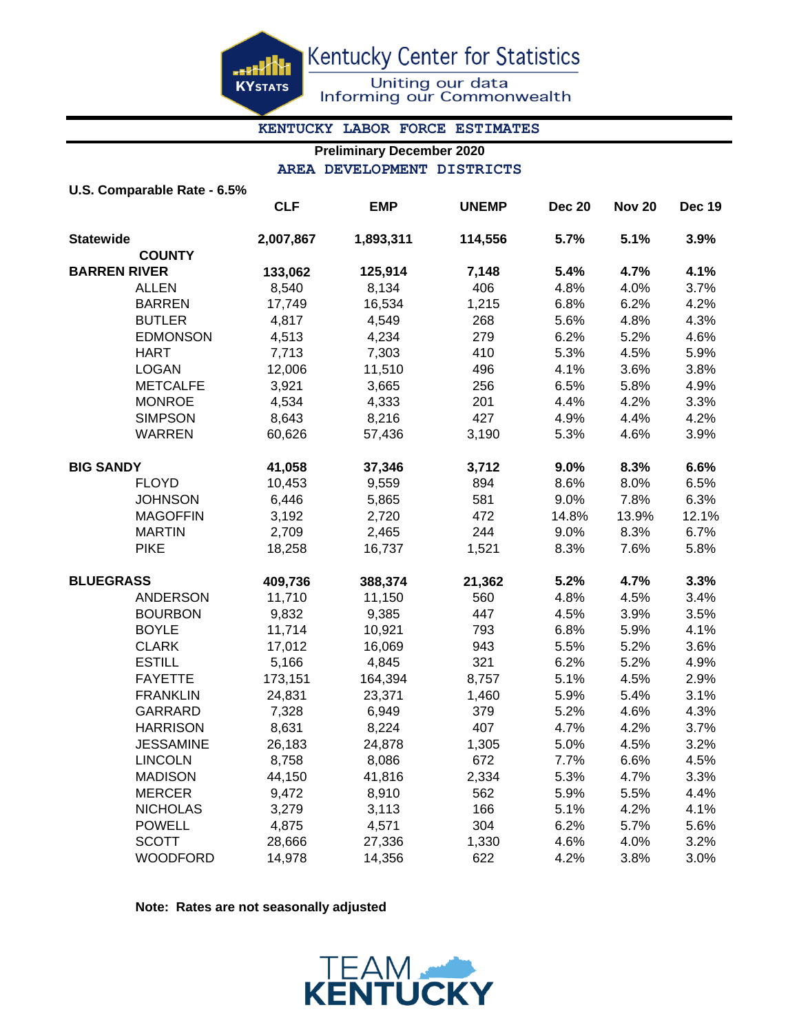Kentucky Center for Statistics

Uniting our data
Informing our Commonwealth

## KENTUCKY LABOR FORCE ESTIMATES

**Preliminary December 2020**

### AREA DEVELOPMENT DISTRICTS

**U.S. Comparable Rate - 6.5%**

| | CLF | EMP | UNEMP | Dec 20 | Nov 20 | Dec 19 |
|---|---|---|---|---|---|---|
| **Statewide** | **2,007,867** | **1,893,311** | **114,556** | **5.7%** | **5.1%** | **3.9%** |
| **COUNTY** | | | | | | |
| **BARREN RIVER** | **133,062** | **125,914** | **7,148** | **5.4%** | **4.7%** | **4.1%** |
| ALLEN | 8,540 | 8,134 | 406 | 4.8% | 4.0% | 3.7% |
| BARREN | 17,749 | 16,534 | 1,215 | 6.8% | 6.2% | 4.2% |
| BUTLER | 4,817 | 4,549 | 268 | 5.6% | 4.8% | 4.3% |
| EDMONSON | 4,513 | 4,234 | 279 | 6.2% | 5.2% | 4.6% |
| HART | 7,713 | 7,303 | 410 | 5.3% | 4.5% | 5.9% |
| LOGAN | 12,006 | 11,510 | 496 | 4.1% | 3.6% | 3.8% |
| METCALFE | 3,921 | 3,665 | 256 | 6.5% | 5.8% | 4.9% |
| MONROE | 4,534 | 4,333 | 201 | 4.4% | 4.2% | 3.3% |
| SIMPSON | 8,643 | 8,216 | 427 | 4.9% | 4.4% | 4.2% |
| WARREN | 60,626 | 57,436 | 3,190 | 5.3% | 4.6% | 3.9% |
| **BIG SANDY** | **41,058** | **37,346** | **3,712** | **9.0%** | **8.3%** | **6.6%** |
| FLOYD | 10,453 | 9,559 | 894 | 8.6% | 8.0% | 6.5% |
| JOHNSON | 6,446 | 5,865 | 581 | 9.0% | 7.8% | 6.3% |
| MAGOFFIN | 3,192 | 2,720 | 472 | 14.8% | 13.9% | 12.1% |
| MARTIN | 2,709 | 2,465 | 244 | 9.0% | 8.3% | 6.7% |
| PIKE | 18,258 | 16,737 | 1,521 | 8.3% | 7.6% | 5.8% |
| **BLUEGRASS** | **409,736** | **388,374** | **21,362** | **5.2%** | **4.7%** | **3.3%** |
| ANDERSON | 11,710 | 11,150 | 560 | 4.8% | 4.5% | 3.4% |
| BOURBON | 9,832 | 9,385 | 447 | 4.5% | 3.9% | 3.5% |
| BOYLE | 11,714 | 10,921 | 793 | 6.8% | 5.9% | 4.1% |
| CLARK | 17,012 | 16,069 | 943 | 5.5% | 5.2% | 3.6% |
| ESTILL | 5,166 | 4,845 | 321 | 6.2% | 5.2% | 4.9% |
| FAYETTE | 173,151 | 164,394 | 8,757 | 5.1% | 4.5% | 2.9% |
| FRANKLIN | 24,831 | 23,371 | 1,460 | 5.9% | 5.4% | 3.1% |
| GARRARD | 7,328 | 6,949 | 379 | 5.2% | 4.6% | 4.3% |
| HARRISON | 8,631 | 8,224 | 407 | 4.7% | 4.2% | 3.7% |
| JESSAMINE | 26,183 | 24,878 | 1,305 | 5.0% | 4.5% | 3.2% |
| LINCOLN | 8,758 | 8,086 | 672 | 7.7% | 6.6% | 4.5% |
| MADISON | 44,150 | 41,816 | 2,334 | 5.3% | 4.7% | 3.3% |
| MERCER | 9,472 | 8,910 | 562 | 5.9% | 5.5% | 4.4% |
| NICHOLAS | 3,279 | 3,113 | 166 | 5.1% | 4.2% | 4.1% |
| POWELL | 4,875 | 4,571 | 304 | 6.2% | 5.7% | 5.6% |
| SCOTT | 28,666 | 27,336 | 1,330 | 4.6% | 4.0% | 3.2% |
| WOODFORD | 14,978 | 14,356 | 622 | 4.2% | 3.8% | 3.0% |

**Note: Rates are not seasonally adjusted**

TEAM KENTUCKY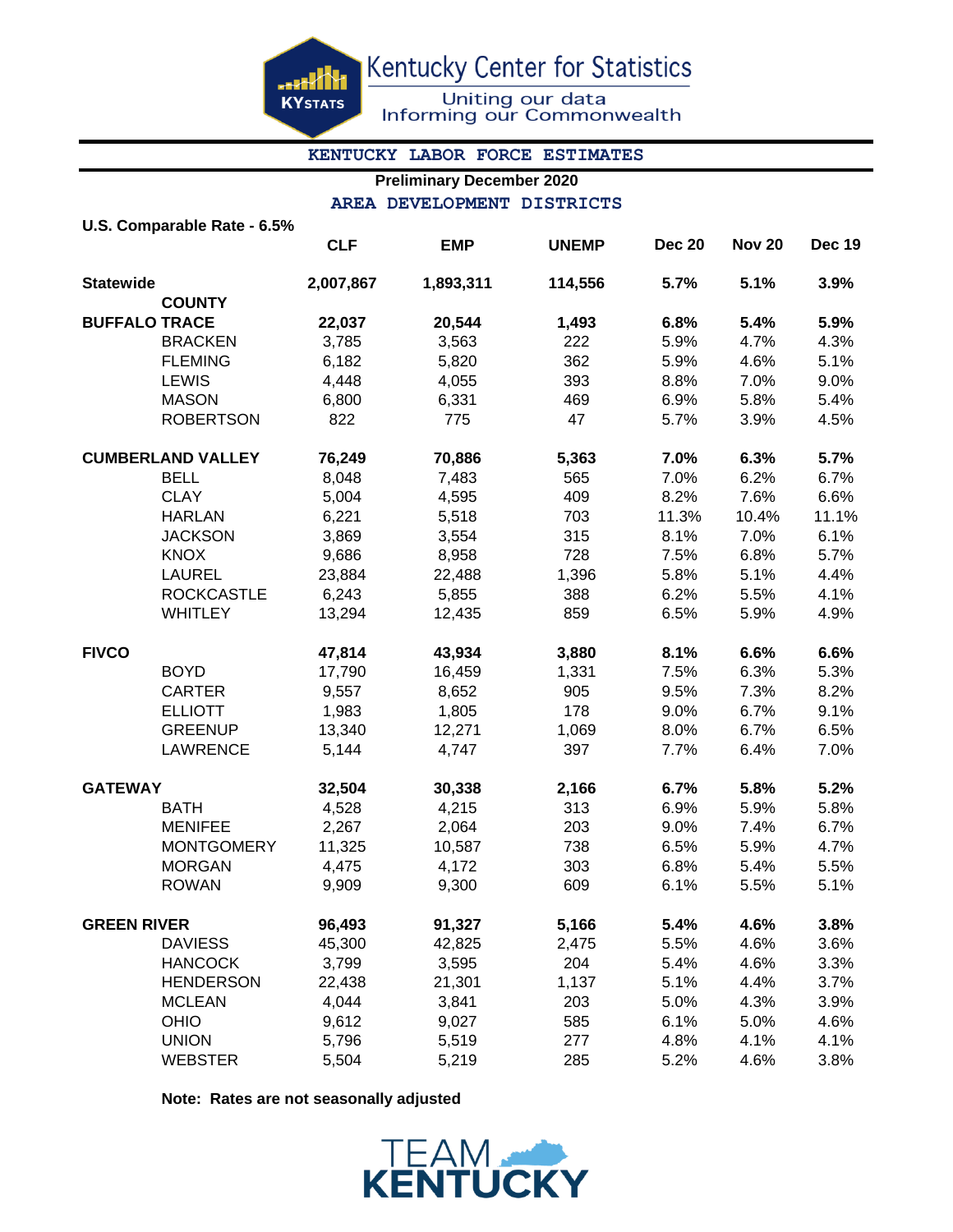Kentucky Center for Statistics

Uniting our data
Informing our Commonwealth

## KENTUCKY LABOR FORCE ESTIMATES

**Preliminary December 2020**

### AREA DEVELOPMENT DISTRICTS

**U.S. Comparable Rate - 6.5%**

| | CLF | EMP | UNEMP | Dec 20 | Nov 20 | Dec 19 |
|---|---|---|---|---|---|---|
| **Statewide** | **2,007,867** | **1,893,311** | **114,556** | **5.7%** | **5.1%** | **3.9%** |
| **COUNTY** | | | | | | |
| **BUFFALO TRACE** | **22,037** | **20,544** | **1,493** | **6.8%** | **5.4%** | **5.9%** |
| BRACKEN | 3,785 | 3,563 | 222 | 5.9% | 4.7% | 4.3% |
| FLEMING | 6,182 | 5,820 | 362 | 5.9% | 4.6% | 5.1% |
| LEWIS | 4,448 | 4,055 | 393 | 8.8% | 7.0% | 9.0% |
| MASON | 6,800 | 6,331 | 469 | 6.9% | 5.8% | 5.4% |
| ROBERTSON | 822 | 775 | 47 | 5.7% | 3.9% | 4.5% |
| **CUMBERLAND VALLEY** | **76,249** | **70,886** | **5,363** | **7.0%** | **6.3%** | **5.7%** |
| BELL | 8,048 | 7,483 | 565 | 7.0% | 6.2% | 6.7% |
| CLAY | 5,004 | 4,595 | 409 | 8.2% | 7.6% | 6.6% |
| HARLAN | 6,221 | 5,518 | 703 | 11.3% | 10.4% | 11.1% |
| JACKSON | 3,869 | 3,554 | 315 | 8.1% | 7.0% | 6.1% |
| KNOX | 9,686 | 8,958 | 728 | 7.5% | 6.8% | 5.7% |
| LAUREL | 23,884 | 22,488 | 1,396 | 5.8% | 5.1% | 4.4% |
| ROCKCASTLE | 6,243 | 5,855 | 388 | 6.2% | 5.5% | 4.1% |
| WHITLEY | 13,294 | 12,435 | 859 | 6.5% | 5.9% | 4.9% |
| **FIVCO** | **47,814** | **43,934** | **3,880** | **8.1%** | **6.6%** | **6.6%** |
| BOYD | 17,790 | 16,459 | 1,331 | 7.5% | 6.3% | 5.3% |
| CARTER | 9,557 | 8,652 | 905 | 9.5% | 7.3% | 8.2% |
| ELLIOTT | 1,983 | 1,805 | 178 | 9.0% | 6.7% | 9.1% |
| GREENUP | 13,340 | 12,271 | 1,069 | 8.0% | 6.7% | 6.5% |
| LAWRENCE | 5,144 | 4,747 | 397 | 7.7% | 6.4% | 7.0% |
| **GATEWAY** | **32,504** | **30,338** | **2,166** | **6.7%** | **5.8%** | **5.2%** |
| BATH | 4,528 | 4,215 | 313 | 6.9% | 5.9% | 5.8% |
| MENIFEE | 2,267 | 2,064 | 203 | 9.0% | 7.4% | 6.7% |
| MONTGOMERY | 11,325 | 10,587 | 738 | 6.5% | 5.9% | 4.7% |
| MORGAN | 4,475 | 4,172 | 303 | 6.8% | 5.4% | 5.5% |
| ROWAN | 9,909 | 9,300 | 609 | 6.1% | 5.5% | 5.1% |
| **GREEN RIVER** | **96,493** | **91,327** | **5,166** | **5.4%** | **4.6%** | **3.8%** |
| DAVIESS | 45,300 | 42,825 | 2,475 | 5.5% | 4.6% | 3.6% |
| HANCOCK | 3,799 | 3,595 | 204 | 5.4% | 4.6% | 3.3% |
| HENDERSON | 22,438 | 21,301 | 1,137 | 5.1% | 4.4% | 3.7% |
| MCLEAN | 4,044 | 3,841 | 203 | 5.0% | 4.3% | 3.9% |
| OHIO | 9,612 | 9,027 | 585 | 6.1% | 5.0% | 4.6% |
| UNION | 5,796 | 5,519 | 277 | 4.8% | 4.1% | 4.1% |
| WEBSTER | 5,504 | 5,219 | 285 | 5.2% | 4.6% | 3.8% |

**Note: Rates are not seasonally adjusted**

TEAM KENTUCKY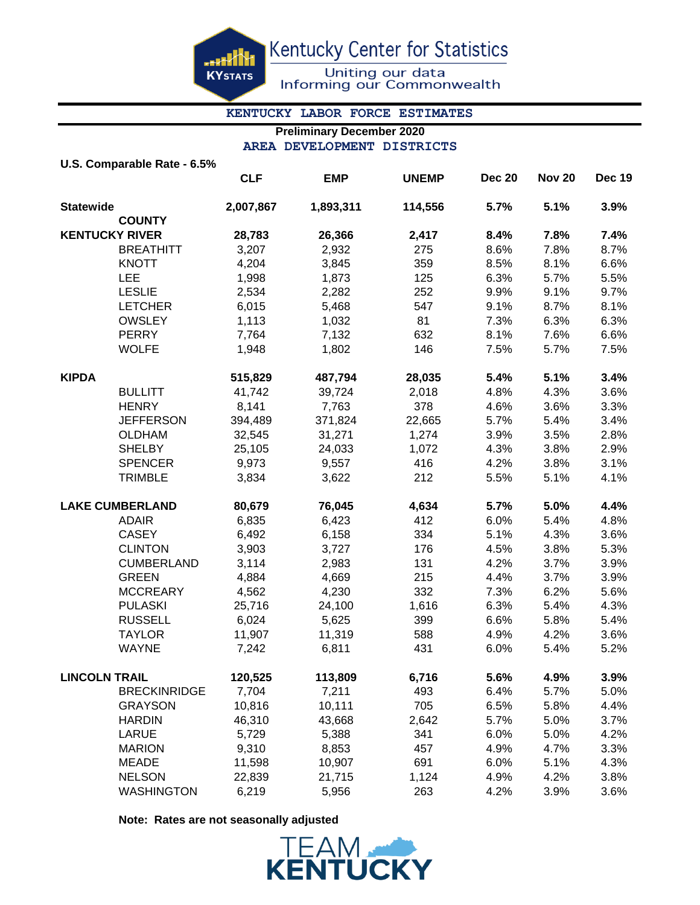Kentucky Center for Statistics

Uniting our data
Informing our Commonwealth

## KENTUCKY LABOR FORCE ESTIMATES

### Preliminary December 2020

### AREA DEVELOPMENT DISTRICTS

**U.S. Comparable Rate - 6.5%**

| | CLF | EMP | UNEMP | Dec 20 | Nov 20 | Dec 19 |
|---|---|---|---|---|---|---|
| **Statewide** | **2,007,867** | **1,893,311** | **114,556** | **5.7%** | **5.1%** | **3.9%** |
| **COUNTY** | | | | | | |
| **KENTUCKY RIVER** | **28,783** | **26,366** | **2,417** | **8.4%** | **7.8%** | **7.4%** |
| BREATHITT | 3,207 | 2,932 | 275 | 8.6% | 7.8% | 8.7% |
| KNOTT | 4,204 | 3,845 | 359 | 8.5% | 8.1% | 6.6% |
| LEE | 1,998 | 1,873 | 125 | 6.3% | 5.7% | 5.5% |
| LESLIE | 2,534 | 2,282 | 252 | 9.9% | 9.1% | 9.7% |
| LETCHER | 6,015 | 5,468 | 547 | 9.1% | 8.7% | 8.1% |
| OWSLEY | 1,113 | 1,032 | 81 | 7.3% | 6.3% | 6.3% |
| PERRY | 7,764 | 7,132 | 632 | 8.1% | 7.6% | 6.6% |
| WOLFE | 1,948 | 1,802 | 146 | 7.5% | 5.7% | 7.5% |
| **KIPDA** | **515,829** | **487,794** | **28,035** | **5.4%** | **5.1%** | **3.4%** |
| BULLITT | 41,742 | 39,724 | 2,018 | 4.8% | 4.3% | 3.6% |
| HENRY | 8,141 | 7,763 | 378 | 4.6% | 3.6% | 3.3% |
| JEFFERSON | 394,489 | 371,824 | 22,665 | 5.7% | 5.4% | 3.4% |
| OLDHAM | 32,545 | 31,271 | 1,274 | 3.9% | 3.5% | 2.8% |
| SHELBY | 25,105 | 24,033 | 1,072 | 4.3% | 3.8% | 2.9% |
| SPENCER | 9,973 | 9,557 | 416 | 4.2% | 3.8% | 3.1% |
| TRIMBLE | 3,834 | 3,622 | 212 | 5.5% | 5.1% | 4.1% |
| **LAKE CUMBERLAND** | **80,679** | **76,045** | **4,634** | **5.7%** | **5.0%** | **4.4%** |
| ADAIR | 6,835 | 6,423 | 412 | 6.0% | 5.4% | 4.8% |
| CASEY | 6,492 | 6,158 | 334 | 5.1% | 4.3% | 3.6% |
| CLINTON | 3,903 | 3,727 | 176 | 4.5% | 3.8% | 5.3% |
| CUMBERLAND | 3,114 | 2,983 | 131 | 4.2% | 3.7% | 3.9% |
| GREEN | 4,884 | 4,669 | 215 | 4.4% | 3.7% | 3.9% |
| MCCREARY | 4,562 | 4,230 | 332 | 7.3% | 6.2% | 5.6% |
| PULASKI | 25,716 | 24,100 | 1,616 | 6.3% | 5.4% | 4.3% |
| RUSSELL | 6,024 | 5,625 | 399 | 6.6% | 5.8% | 5.4% |
| TAYLOR | 11,907 | 11,319 | 588 | 4.9% | 4.2% | 3.6% |
| WAYNE | 7,242 | 6,811 | 431 | 6.0% | 5.4% | 5.2% |
| **LINCOLN TRAIL** | **120,525** | **113,809** | **6,716** | **5.6%** | **4.9%** | **3.9%** |
| BRECKINRIDGE | 7,704 | 7,211 | 493 | 6.4% | 5.7% | 5.0% |
| GRAYSON | 10,816 | 10,111 | 705 | 6.5% | 5.8% | 4.4% |
| HARDIN | 46,310 | 43,668 | 2,642 | 5.7% | 5.0% | 3.7% |
| LARUE | 5,729 | 5,388 | 341 | 6.0% | 5.0% | 4.2% |
| MARION | 9,310 | 8,853 | 457 | 4.9% | 4.7% | 3.3% |
| MEADE | 11,598 | 10,907 | 691 | 6.0% | 5.1% | 4.3% |
| NELSON | 22,839 | 21,715 | 1,124 | 4.9% | 4.2% | 3.8% |
| WASHINGTON | 6,219 | 5,956 | 263 | 4.2% | 3.9% | 3.6% |

**Note: Rates are not seasonally adjusted**

TEAM KENTUCKY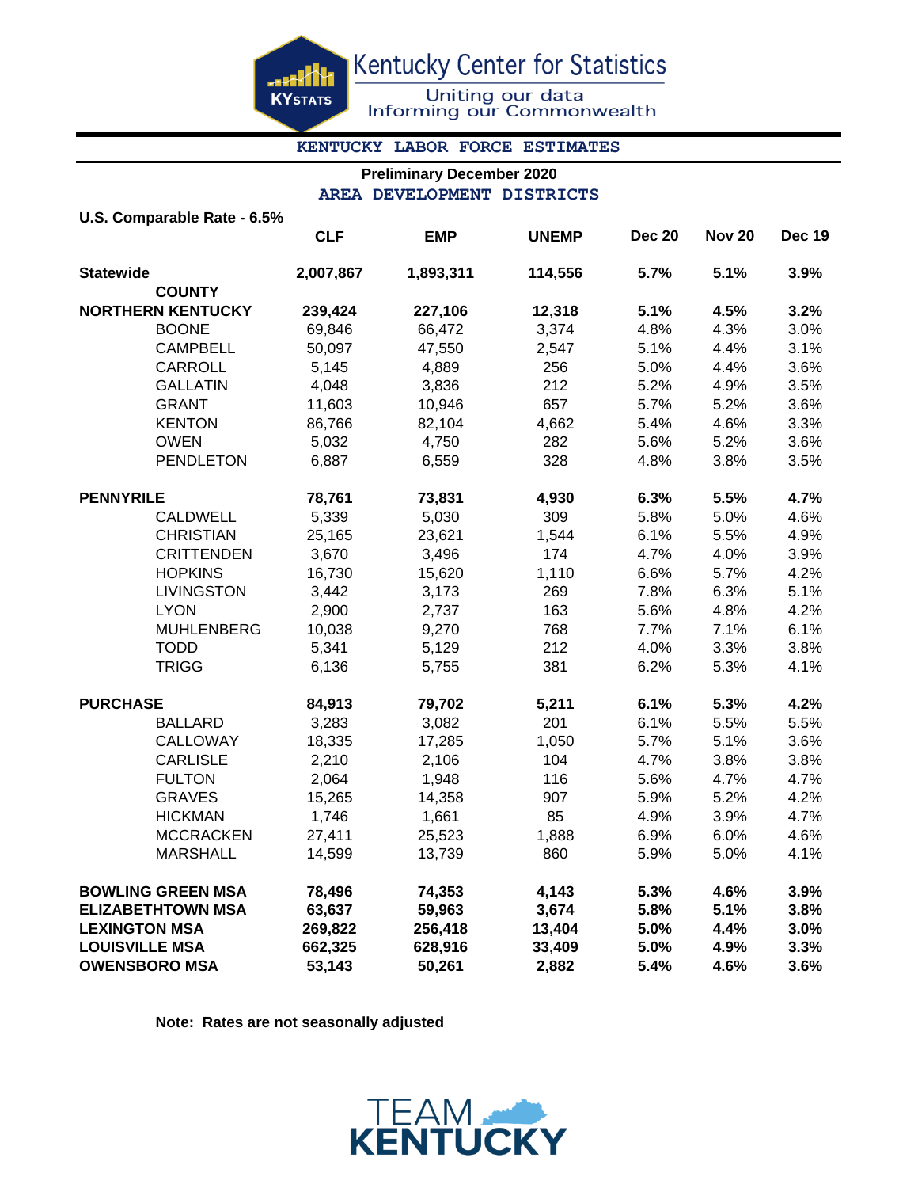Kentucky Center for Statistics

Uniting our data
Informing our Commonwealth

## KENTUCKY LABOR FORCE ESTIMATES

### Preliminary December 2020

### AREA DEVELOPMENT DISTRICTS

**U.S. Comparable Rate - 6.5%**

| | CLF | EMP | UNEMP | Dec 20 | Nov 20 | Dec 19 |
|---|---|---|---|---|---|---|
| **Statewide** | **2,007,867** | **1,893,311** | **114,556** | **5.7%** | **5.1%** | **3.9%** |
| **COUNTY** | | | | | | |
| **NORTHERN KENTUCKY** | **239,424** | **227,106** | **12,318** | **5.1%** | **4.5%** | **3.2%** |
| BOONE | 69,846 | 66,472 | 3,374 | 4.8% | 4.3% | 3.0% |
| CAMPBELL | 50,097 | 47,550 | 2,547 | 5.1% | 4.4% | 3.1% |
| CARROLL | 5,145 | 4,889 | 256 | 5.0% | 4.4% | 3.6% |
| GALLATIN | 4,048 | 3,836 | 212 | 5.2% | 4.9% | 3.5% |
| GRANT | 11,603 | 10,946 | 657 | 5.7% | 5.2% | 3.6% |
| KENTON | 86,766 | 82,104 | 4,662 | 5.4% | 4.6% | 3.3% |
| OWEN | 5,032 | 4,750 | 282 | 5.6% | 5.2% | 3.6% |
| PENDLETON | 6,887 | 6,559 | 328 | 4.8% | 3.8% | 3.5% |
| **PENNYRILE** | **78,761** | **73,831** | **4,930** | **6.3%** | **5.5%** | **4.7%** |
| CALDWELL | 5,339 | 5,030 | 309 | 5.8% | 5.0% | 4.6% |
| CHRISTIAN | 25,165 | 23,621 | 1,544 | 6.1% | 5.5% | 4.9% |
| CRITTENDEN | 3,670 | 3,496 | 174 | 4.7% | 4.0% | 3.9% |
| HOPKINS | 16,730 | 15,620 | 1,110 | 6.6% | 5.7% | 4.2% |
| LIVINGSTON | 3,442 | 3,173 | 269 | 7.8% | 6.3% | 5.1% |
| LYON | 2,900 | 2,737 | 163 | 5.6% | 4.8% | 4.2% |
| MUHLENBERG | 10,038 | 9,270 | 768 | 7.7% | 7.1% | 6.1% |
| TODD | 5,341 | 5,129 | 212 | 4.0% | 3.3% | 3.8% |
| TRIGG | 6,136 | 5,755 | 381 | 6.2% | 5.3% | 4.1% |
| **PURCHASE** | **84,913** | **79,702** | **5,211** | **6.1%** | **5.3%** | **4.2%** |
| BALLARD | 3,283 | 3,082 | 201 | 6.1% | 5.5% | 5.5% |
| CALLOWAY | 18,335 | 17,285 | 1,050 | 5.7% | 5.1% | 3.6% |
| CARLISLE | 2,210 | 2,106 | 104 | 4.7% | 3.8% | 3.8% |
| FULTON | 2,064 | 1,948 | 116 | 5.6% | 4.7% | 4.7% |
| GRAVES | 15,265 | 14,358 | 907 | 5.9% | 5.2% | 4.2% |
| HICKMAN | 1,746 | 1,661 | 85 | 4.9% | 3.9% | 4.7% |
| MCCRACKEN | 27,411 | 25,523 | 1,888 | 6.9% | 6.0% | 4.6% |
| MARSHALL | 14,599 | 13,739 | 860 | 5.9% | 5.0% | 4.1% |
| **BOWLING GREEN MSA** | **78,496** | **74,353** | **4,143** | **5.3%** | **4.6%** | **3.9%** |
| **ELIZABETHTOWN MSA** | **63,637** | **59,963** | **3,674** | **5.8%** | **5.1%** | **3.8%** |
| **LEXINGTON MSA** | **269,822** | **256,418** | **13,404** | **5.0%** | **4.4%** | **3.0%** |
| **LOUISVILLE MSA** | **662,325** | **628,916** | **33,409** | **5.0%** | **4.9%** | **3.3%** |
| **OWENSBORO MSA** | **53,143** | **50,261** | **2,882** | **5.4%** | **4.6%** | **3.6%** |

**Note: Rates are not seasonally adjusted**

TEAM KENTUCKY